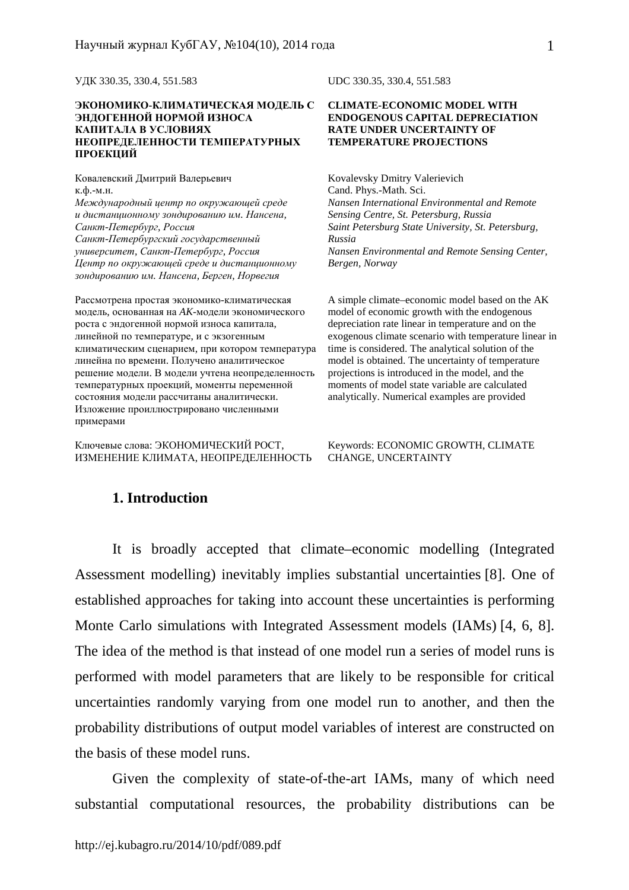УДК 330.35, 330.4, 551.583

**ЭКОНОМИКО-КЛИМАТИЧЕСКАЯ МОДЕЛЬ С ЭНДОГЕННОЙ НОРМОЙ ИЗНОСА КАПИТАЛА В УСЛОВИЯХ НЕОПРЕДЕЛЕННОСТИ ТЕМПЕРАТУРНЫХ ПРОЕКЦИЙ**

Ковалевский Дмитрий Валерьевич
к.ф.-м.н.
*Международный центр по окружающей среде и дистанционному зондированию им. Нансена, Санкт-Петербург, Россия*
*Санкт-Петербургский государственный университет, Санкт-Петербург, Россия*
*Центр по окружающей среде и дистанционному зондированию им. Нансена, Берген, Норвегия*

Рассмотрена простая экономико-климатическая модель, основанная на *AK*-модели экономического роста с эндогенной нормой износа капитала, линейной по температуре, и с экзогенным климатическим сценарием, при котором температура линейна по времени. Получено аналитическое решение модели. В модели учтена неопределенность температурных проекций, моменты переменной состояния модели рассчитаны аналитически. Изложение проиллюстрировано численными примерами

Ключевые слова: ЭКОНОМИЧЕСКИЙ РОСТ, ИЗМЕНЕНИЕ КЛИМАТА, НЕОПРЕДЕЛЕННОСТЬ

UDC 330.35, 330.4, 551.583

**CLIMATE-ECONOMIC MODEL WITH ENDOGENOUS CAPITAL DEPRECIATION RATE UNDER UNCERTAINTY OF TEMPERATURE PROJECTIONS**

Kovalevsky Dmitry Valerievich
Cand. Phys.-Math. Sci.
*Nansen International Environmental and Remote Sensing Centre, St. Petersburg, Russia*
*Saint Petersburg State University, St. Petersburg, Russia*
*Nansen Environmental and Remote Sensing Center, Bergen, Norway*

A simple climate–economic model based on the AK model of economic growth with the endogenous depreciation rate linear in temperature and on the exogenous climate scenario with temperature linear in time is considered. The analytical solution of the model is obtained. The uncertainty of temperature projections is introduced in the model, and the moments of model state variable are calculated analytically. Numerical examples are provided

Keywords: ECONOMIC GROWTH, CLIMATE CHANGE, UNCERTAINTY

## 1. Introduction

It is broadly accepted that climate–economic modelling (Integrated Assessment modelling) inevitably implies substantial uncertainties [8]. One of established approaches for taking into account these uncertainties is performing Monte Carlo simulations with Integrated Assessment models (IAMs) [4, 6, 8]. The idea of the method is that instead of one model run a series of model runs is performed with model parameters that are likely to be responsible for critical uncertainties randomly varying from one model run to another, and then the probability distributions of output model variables of interest are constructed on the basis of these model runs.

Given the complexity of state-of-the-art IAMs, many of which need substantial computational resources, the probability distributions can be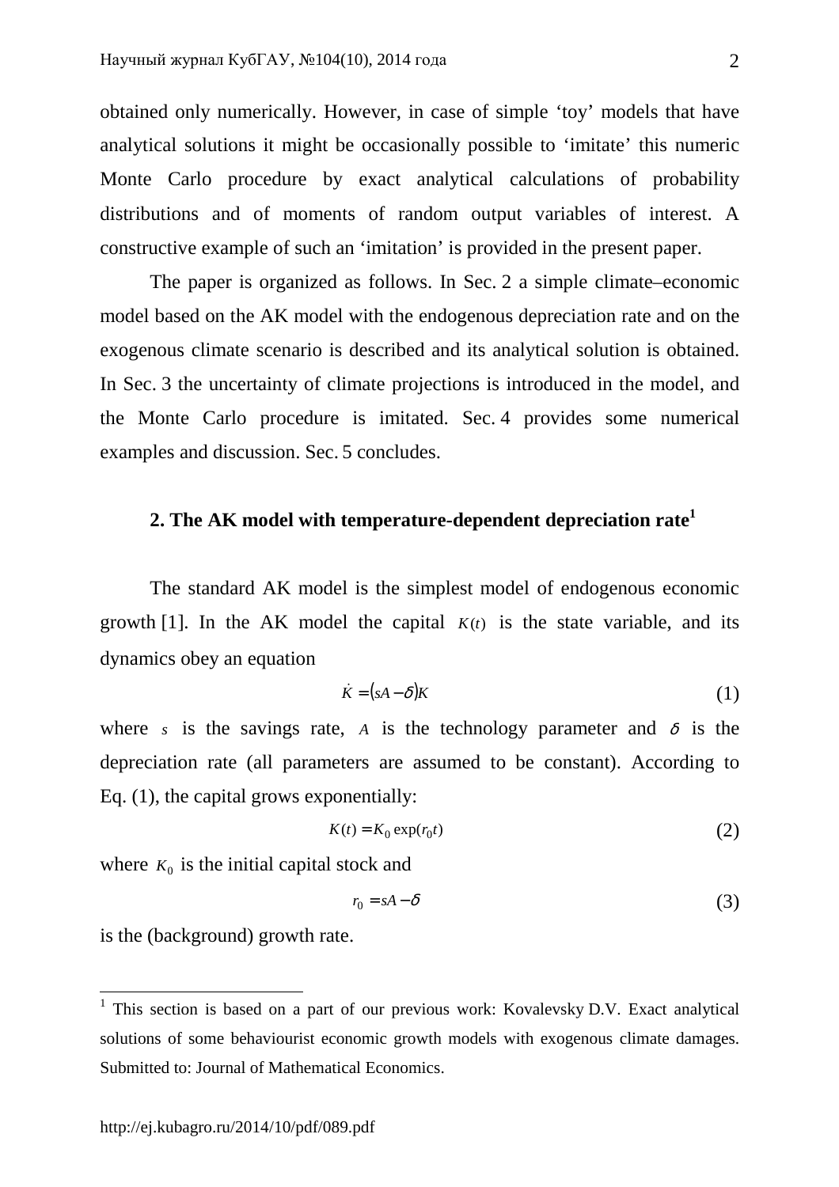obtained only numerically. However, in case of simple ‘toy’ models that have analytical solutions it might be occasionally possible to ‘imitate’ this numeric Monte Carlo procedure by exact analytical calculations of probability distributions and of moments of random output variables of interest. A constructive example of such an ‘imitation’ is provided in the present paper.

The paper is organized as follows. In Sec. 2 a simple climate–economic model based on the AK model with the endogenous depreciation rate and on the exogenous climate scenario is described and its analytical solution is obtained. In Sec. 3 the uncertainty of climate projections is introduced in the model, and the Monte Carlo procedure is imitated. Sec. 4 provides some numerical examples and discussion. Sec. 5 concludes.

## 2. The AK model with temperature-dependent depreciation rate[1]

The standard AK model is the simplest model of endogenous economic growth [1]. In the AK model the capital $K(t)$ is the state variable, and its dynamics obey an equation

$$\dot{K} = (sA - \delta)K \tag{1}$$

where $s$ is the savings rate, $A$ is the technology parameter and $\delta$ is the depreciation rate (all parameters are assumed to be constant). According to Eq. (1), the capital grows exponentially:

$$K(t) = K_0 \exp(r_0 t) \tag{2}$$

where $K_0$ is the initial capital stock and

$$r_0 = sA - \delta \tag{3}$$

is the (background) growth rate.

---

[1] This section is based on a part of our previous work: Kovalevsky D.V. Exact analytical solutions of some behaviourist economic growth models with exogenous climate damages. Submitted to: Journal of Mathematical Economics.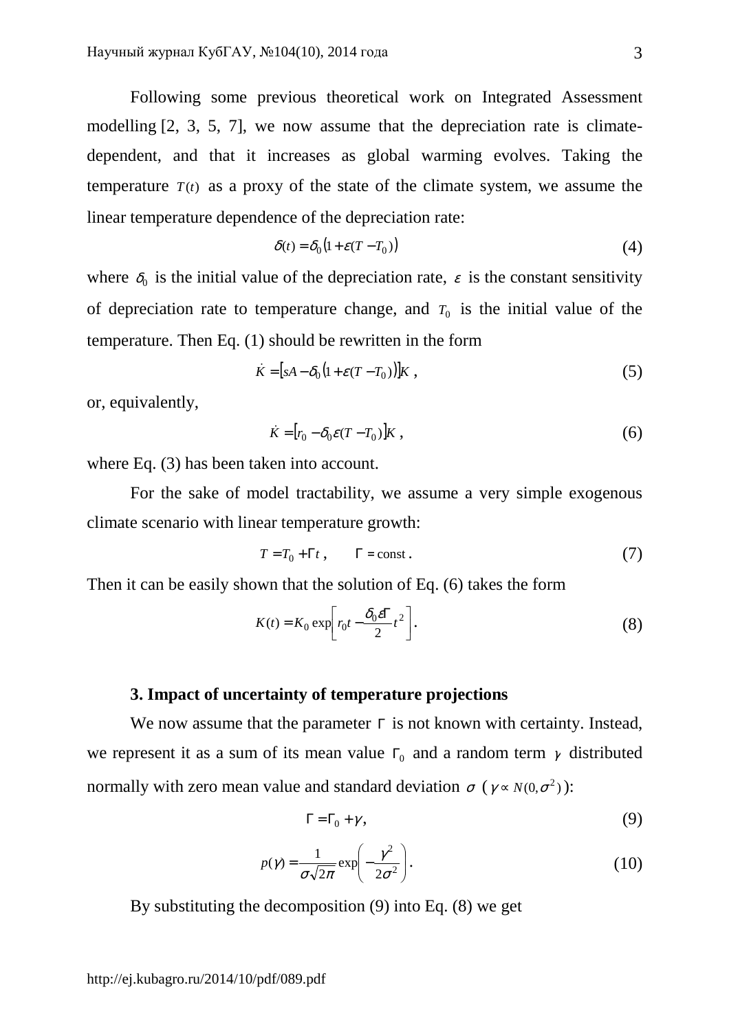Following some previous theoretical work on Integrated Assessment modelling [2, 3, 5, 7], we now assume that the depreciation rate is climate-dependent, and that it increases as global warming evolves. Taking the temperature $T(t)$ as a proxy of the state of the climate system, we assume the linear temperature dependence of the depreciation rate:

$$\delta(t) = \delta_0 \left(1 + \varepsilon (T - T_0)\right) \tag{4}$$

where $\delta_0$ is the initial value of the depreciation rate, $\varepsilon$ is the constant sensitivity of depreciation rate to temperature change, and $T_0$ is the initial value of the temperature. Then Eq. (1) should be rewritten in the form

$$\dot{K} = \left[sA - \delta_0 \left(1 + \varepsilon (T - T_0)\right)\right] K \,, \tag{5}$$

or, equivalently,

$$\dot{K} = \left[r_0 - \delta_0 \varepsilon (T - T_0)\right] K \,, \tag{6}$$

where Eq. (3) has been taken into account.

For the sake of model tractability, we assume a very simple exogenous climate scenario with linear temperature growth:

$$T = T_0 + \Gamma t \,, \qquad \Gamma = \text{const} \,. \tag{7}$$

Then it can be easily shown that the solution of Eq. (6) takes the form

$$K(t) = K_0 \exp\left[ r_0 t - \frac{\delta_0 \varepsilon \Gamma}{2} t^2 \right]. \tag{8}$$

### 3. Impact of uncertainty of temperature projections

We now assume that the parameter $\Gamma$ is not known with certainty. Instead, we represent it as a sum of its mean value $\Gamma_0$ and a random term $\gamma$ distributed normally with zero mean value and standard deviation $\sigma$ ($\gamma \propto N(0, \sigma^2)$):

$$\Gamma = \Gamma_0 + \gamma, \tag{9}$$

$$p(\gamma) = \frac{1}{\sigma\sqrt{2\pi}} \exp\left( -\frac{\gamma^2}{2\sigma^2} \right). \tag{10}$$

By substituting the decomposition (9) into Eq. (8) we get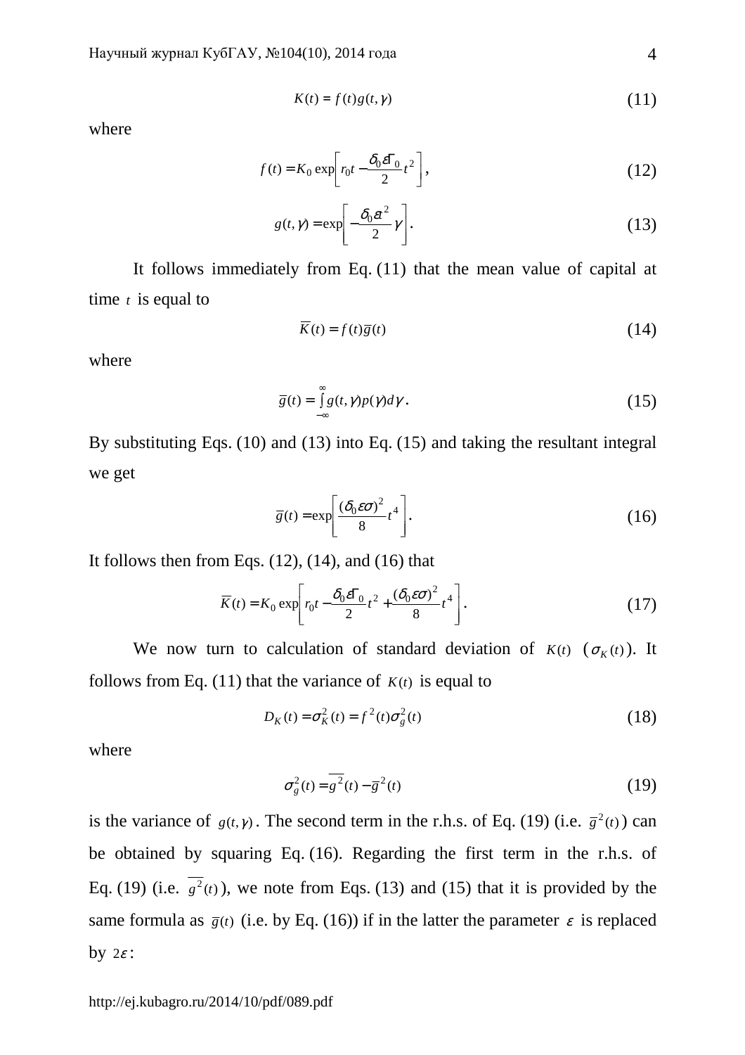$$K(t) = f(t)g(t,\gamma) \tag{11}$$

where

$$f(t) = K_0 \exp\left[r_0 t - \frac{\delta_0 \varepsilon \Gamma_0}{2} t^2\right], \tag{12}$$

$$g(t,\gamma) = \exp\left[-\frac{\delta_0 \varepsilon t^2}{2}\gamma\right]. \tag{13}$$

It follows immediately from Eq. (11) that the mean value of capital at time $t$ is equal to

$$\overline{K}(t) = f(t)\overline{g}(t) \tag{14}$$

where

$$\overline{g}(t) = \int_{-\infty}^{\infty} g(t,\gamma)p(\gamma)d\gamma. \tag{15}$$

By substituting Eqs. (10) and (13) into Eq. (15) and taking the resultant integral we get

$$\overline{g}(t) = \exp\left[\frac{(\delta_0 \varepsilon \sigma)^2}{8} t^4\right]. \tag{16}$$

It follows then from Eqs. (12), (14), and (16) that

$$\overline{K}(t) = K_0 \exp\left[r_0 t - \frac{\delta_0 \varepsilon \Gamma_0}{2} t^2 + \frac{(\delta_0 \varepsilon \sigma)^2}{8} t^4\right]. \tag{17}$$

We now turn to calculation of standard deviation of $K(t)$ ($\sigma_K(t)$). It follows from Eq. (11) that the variance of $K(t)$ is equal to

$$D_K(t) = \sigma_K^2(t) = f^2(t)\sigma_g^2(t) \tag{18}$$

where

$$\sigma_g^2(t) = \overline{g^2}(t) - \overline{g}^2(t) \tag{19}$$

is the variance of $g(t,\gamma)$. The second term in the r.h.s. of Eq. (19) (i.e. $\overline{g}^2(t)$) can be obtained by squaring Eq. (16). Regarding the first term in the r.h.s. of Eq. (19) (i.e. $\overline{g^2}(t)$), we note from Eqs. (13) and (15) that it is provided by the same formula as $\overline{g}(t)$ (i.e. by Eq. (16)) if in the latter the parameter $\varepsilon$ is replaced by $2\varepsilon$: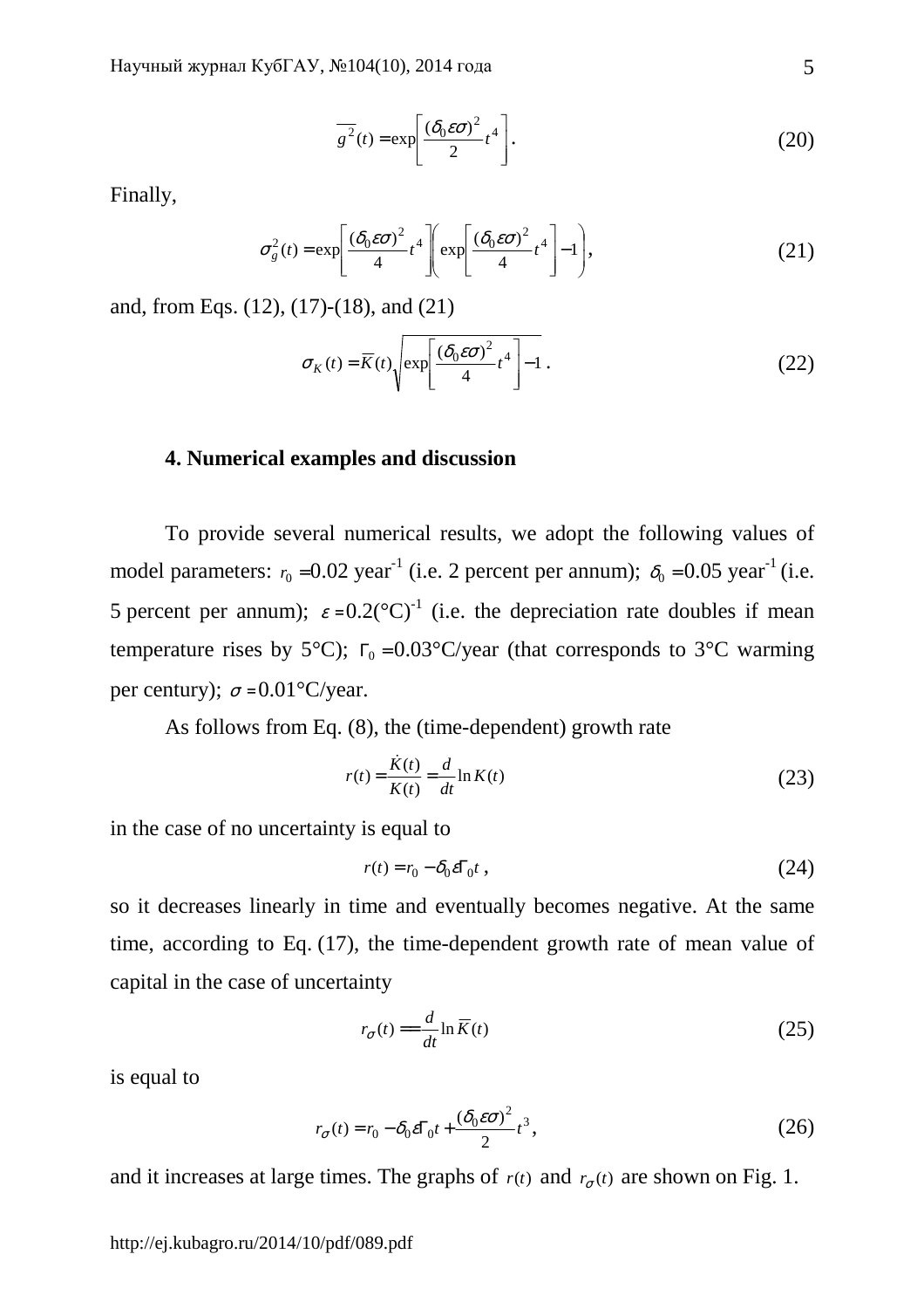$$\overline{g^2}(t) = \exp\left[\frac{(\delta_0 \varepsilon \sigma)^2}{2} t^4\right]. \tag{20}$$

Finally,

$$\sigma_g^2(t) = \exp\left[\frac{(\delta_0 \varepsilon \sigma)^2}{4} t^4\right]\left(\exp\left[\frac{(\delta_0 \varepsilon \sigma)^2}{4} t^4\right] - 1\right), \tag{21}$$

and, from Eqs. (12), (17)-(18), and (21)

$$\sigma_K(t) = \overline{K}(t)\sqrt{\exp\left[\frac{(\delta_0 \varepsilon \sigma)^2}{4} t^4\right] - 1}\,. \tag{22}$$

**4. Numerical examples and discussion**

To provide several numerical results, we adopt the following values of model parameters: $r_0 = 0.02$ year$^{-1}$ (i.e. 2 percent per annum); $\delta_0 = 0.05$ year$^{-1}$ (i.e. 5 percent per annum); $\varepsilon = 0.2(°\text{C})^{-1}$ (i.e. the depreciation rate doubles if mean temperature rises by 5°C); $\Gamma_0 = 0.03$°C/year (that corresponds to 3°C warming per century); $\sigma = 0.01$°C/year.

As follows from Eq. (8), the (time-dependent) growth rate

$$r(t) = \frac{\dot{K}(t)}{K(t)} = \frac{d}{dt}\ln K(t) \tag{23}$$

in the case of no uncertainty is equal to

$$r(t) = r_0 - \delta_0 \varepsilon \Gamma_0 t\,, \tag{24}$$

so it decreases linearly in time and eventually becomes negative. At the same time, according to Eq. (17), the time-dependent growth rate of mean value of capital in the case of uncertainty

$$r_\sigma(t) = \frac{d}{dt}\ln \overline{K}(t) \tag{25}$$

is equal to

$$r_\sigma(t) = r_0 - \delta_0 \varepsilon \Gamma_0 t + \frac{(\delta_0 \varepsilon \sigma)^2}{2} t^3, \tag{26}$$

and it increases at large times. The graphs of $r(t)$ and $r_\sigma(t)$ are shown on Fig. 1.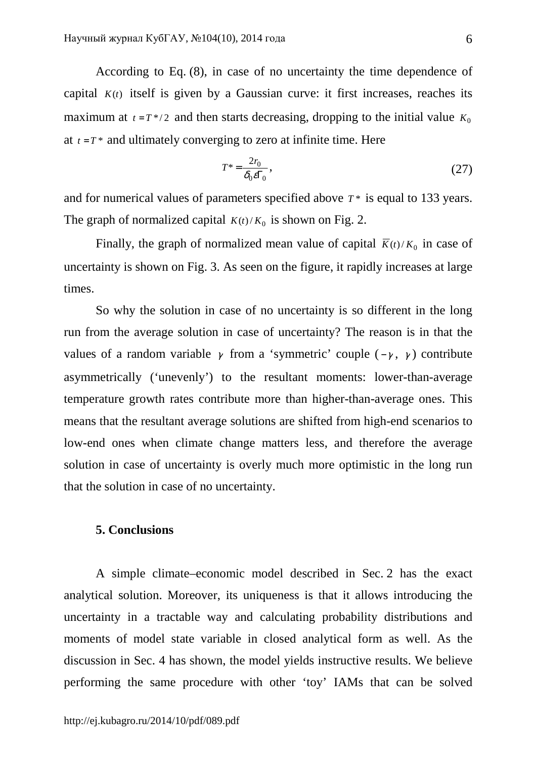According to Eq. (8), in case of no uncertainty the time dependence of capital $K(t)$ itself is given by a Gaussian curve: it first increases, reaches its maximum at $t = T^*/2$ and then starts decreasing, dropping to the initial value $K_0$ at $t = T^*$ and ultimately converging to zero at infinite time. Here

$$T^* = \frac{2r_0}{\delta_0 \varepsilon \Gamma_0}, \tag{27}$$

and for numerical values of parameters specified above $T^*$ is equal to 133 years. The graph of normalized capital $K(t)/K_0$ is shown on Fig. 2.

Finally, the graph of normalized mean value of capital $\overline{K}(t)/K_0$ in case of uncertainty is shown on Fig. 3. As seen on the figure, it rapidly increases at large times.

So why the solution in case of no uncertainty is so different in the long run from the average solution in case of uncertainty? The reason is in that the values of a random variable $\gamma$ from a 'symmetric' couple $(-\gamma,\ \gamma)$ contribute asymmetrically ('unevenly') to the resultant moments: lower-than-average temperature growth rates contribute more than higher-than-average ones. This means that the resultant average solutions are shifted from high-end scenarios to low-end ones when climate change matters less, and therefore the average solution in case of uncertainty is overly much more optimistic in the long run that the solution in case of no uncertainty.

## 5. Conclusions

A simple climate–economic model described in Sec. 2 has the exact analytical solution. Moreover, its uniqueness is that it allows introducing the uncertainty in a tractable way and calculating probability distributions and moments of model state variable in closed analytical form as well. As the discussion in Sec. 4 has shown, the model yields instructive results. We believe performing the same procedure with other 'toy' IAMs that can be solved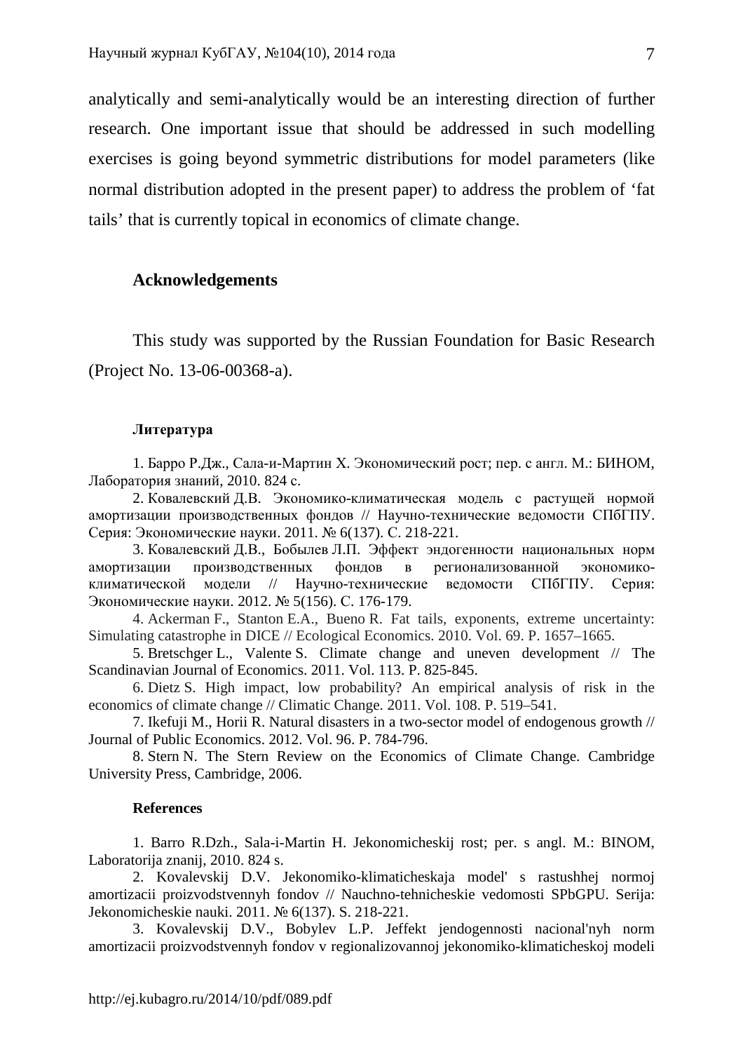analytically and semi-analytically would be an interesting direction of further research. One important issue that should be addressed in such modelling exercises is going beyond symmetric distributions for model parameters (like normal distribution adopted in the present paper) to address the problem of 'fat tails' that is currently topical in economics of climate change.

## Acknowledgements

This study was supported by the Russian Foundation for Basic Research (Project No. 13-06-00368-a).

### Литература

1. Барро Р.Дж., Сала-и-Мартин Х. Экономический рост; пер. с англ. М.: БИНОМ, Лаборатория знаний, 2010. 824 с.
2. Ковалевский Д.В. Экономико-климатическая модель с растущей нормой амортизации производственных фондов // Научно-технические ведомости СПбГПУ. Серия: Экономические науки. 2011. № 6(137). С. 218-221.
3. Ковалевский Д.В., Бобылев Л.П. Эффект эндогенности национальных норм амортизации производственных фондов в регионализованной экономико-климатической модели // Научно-технические ведомости СПбГПУ. Серия: Экономические науки. 2012. № 5(156). С. 176-179.
4. Ackerman F., Stanton E.A., Bueno R. Fat tails, exponents, extreme uncertainty: Simulating catastrophe in DICE // Ecological Economics. 2010. Vol. 69. P. 1657–1665.
5. Bretschger L., Valente S. Climate change and uneven development // The Scandinavian Journal of Economics. 2011. Vol. 113. P. 825-845.
6. Dietz S. High impact, low probability? An empirical analysis of risk in the economics of climate change // Climatic Change. 2011. Vol. 108. P. 519–541.
7. Ikefuji M., Horii R. Natural disasters in a two-sector model of endogenous growth // Journal of Public Economics. 2012. Vol. 96. P. 784-796.
8. Stern N. The Stern Review on the Economics of Climate Change. Cambridge University Press, Cambridge, 2006.

### References

1. Barro R.Dzh., Sala-i-Martin H. Jekonomicheskij rost; per. s angl. M.: BINOM, Laboratorija znanij, 2010. 824 s.
2. Kovalevskij D.V. Jekonomiko-klimaticheskaja model' s rastushhej normoj amortizacii proizvodstvennyh fondov // Nauchno-tehnicheskie vedomosti SPbGPU. Serija: Jekonomicheskie nauki. 2011. № 6(137). S. 218-221.
3. Kovalevskij D.V., Bobylev L.P. Jeffekt jendogennosti nacional'nyh norm amortizacii proizvodstvennyh fondov v regionalizovannoj jekonomiko-klimaticheskoj modeli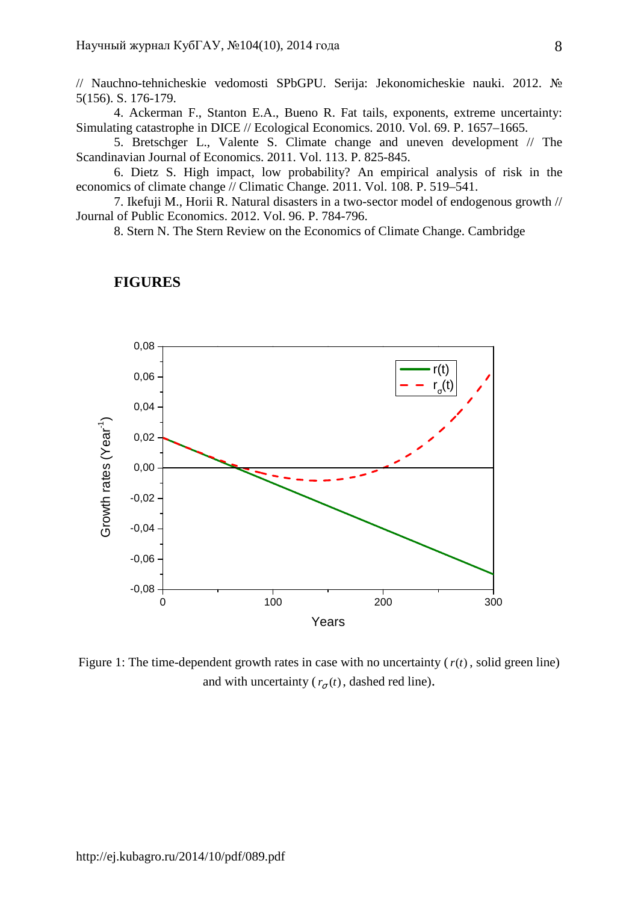// Nauchno-tehnicheskie vedomosti SPbGPU. Serija: Jekonomicheskie nauki. 2012. № 5(156). S. 176-179.

4. Ackerman F., Stanton E.A., Bueno R. Fat tails, exponents, extreme uncertainty: Simulating catastrophe in DICE // Ecological Economics. 2010. Vol. 69. P. 1657–1665.

5. Bretschger L., Valente S. Climate change and uneven development // The Scandinavian Journal of Economics. 2011. Vol. 113. P. 825-845.

6. Dietz S. High impact, low probability? An empirical analysis of risk in the economics of climate change // Climatic Change. 2011. Vol. 108. P. 519–541.

7. Ikefuji M., Horii R. Natural disasters in a two-sector model of endogenous growth // Journal of Public Economics. 2012. Vol. 96. P. 784-796.

8. Stern N. The Stern Review on the Economics of Climate Change. Cambridge

## FIGURES

Figure 1: The time-dependent growth rates in case with no uncertainty ($r(t)$, solid green line) and with uncertainty ($r_\sigma(t)$, dashed red line).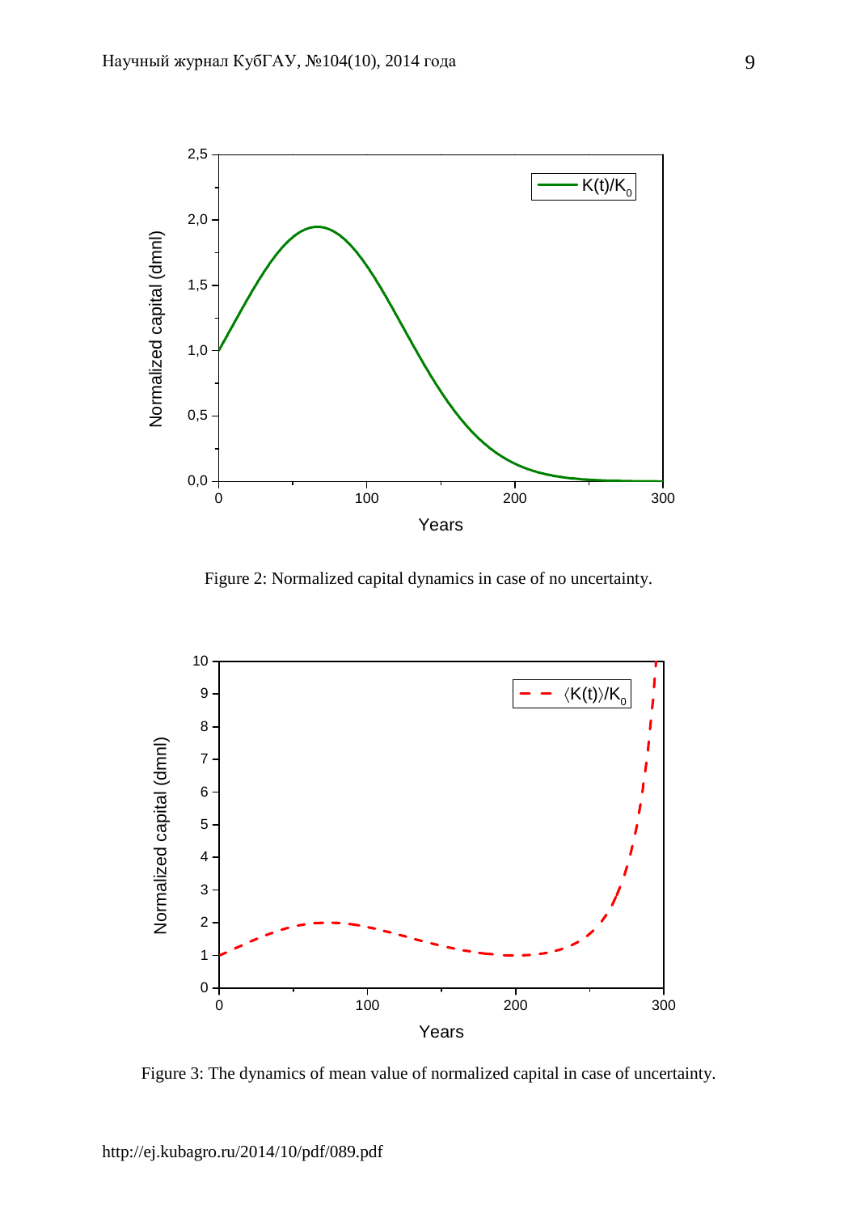2,5
2,0
1,5
1,0
0,5
0,0
0
100
200
300
Normalized capital (dmnl)
Years
$K(t)/K_0$

Figure 2: Normalized capital dynamics in case of no uncertainty.

10
9
8
7
6
5
4
3
2
1
0
0
100
200
300
Normalized capital (dmnl)
Years
$\langle K(t) \rangle / K_0$

Figure 3: The dynamics of mean value of normalized capital in case of uncertainty.